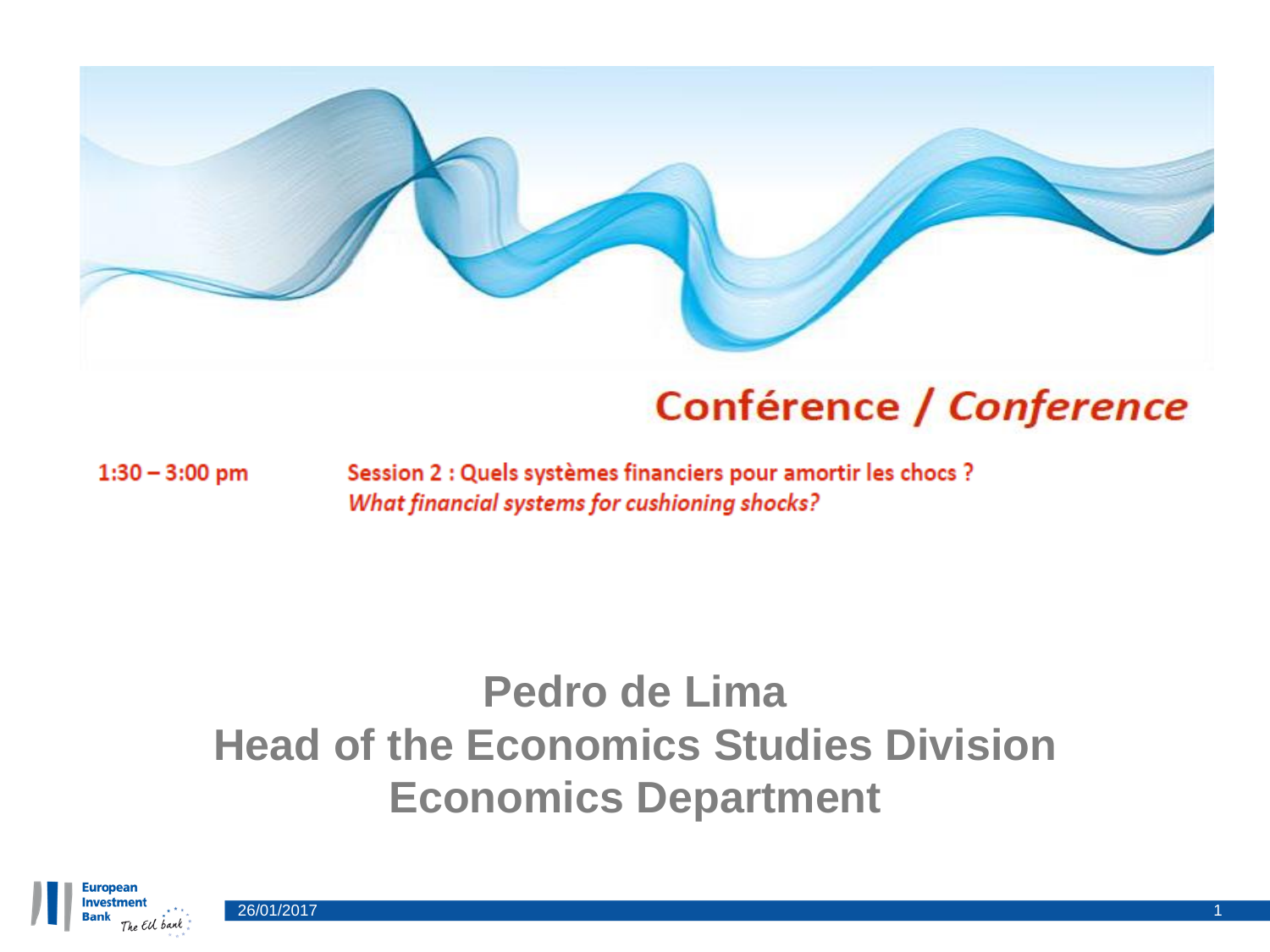# Conférence / *Conference*

1:30 – 3:00 pm

Session 2 : Quels systèmes financiers pour amortir les chocs ?
*What financial systems for cushioning shocks?*

## Pedro de Lima
## Head of the Economics Studies Division
## Economics Department

European Investment Bank — The EU bank

26/01/2017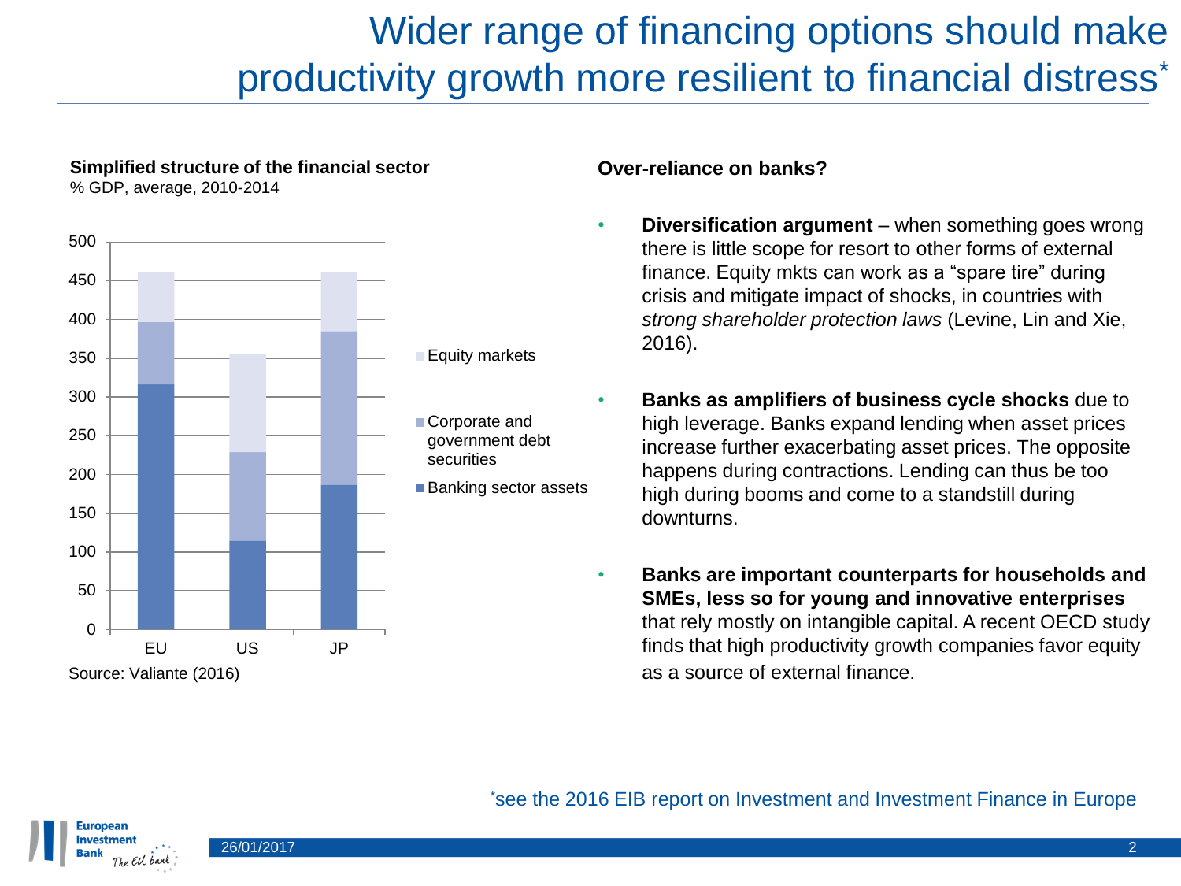# Wider range of financing options should make productivity growth more resilient to financial distress*

**Simplified structure of the financial sector**
% GDP, average, 2010-2014

500
450
400
350
300
250
200
150
100
50
0
EU
US
JP

Equity markets
Corporate and government debt securities
Banking sector assets

Source: Valiante (2016)

**Over-reliance on banks?**

- **Diversification argument** – when something goes wrong there is little scope for resort to other forms of external finance. Equity mkts can work as a "spare tire" during crisis and mitigate impact of shocks, in countries with *strong shareholder protection laws* (Levine, Lin and Xie, 2016).

- **Banks as amplifiers of business cycle shocks** due to high leverage. Banks expand lending when asset prices increase further exacerbating asset prices. The opposite happens during contractions. Lending can thus be too high during booms and come to a standstill during downturns.

- **Banks are important counterparts for households and SMEs, less so for young and innovative enterprises** that rely mostly on intangible capital. A recent OECD study finds that high productivity growth companies favor equity as a source of external finance.

*see the 2016 EIB report on Investment and Investment Finance in Europe